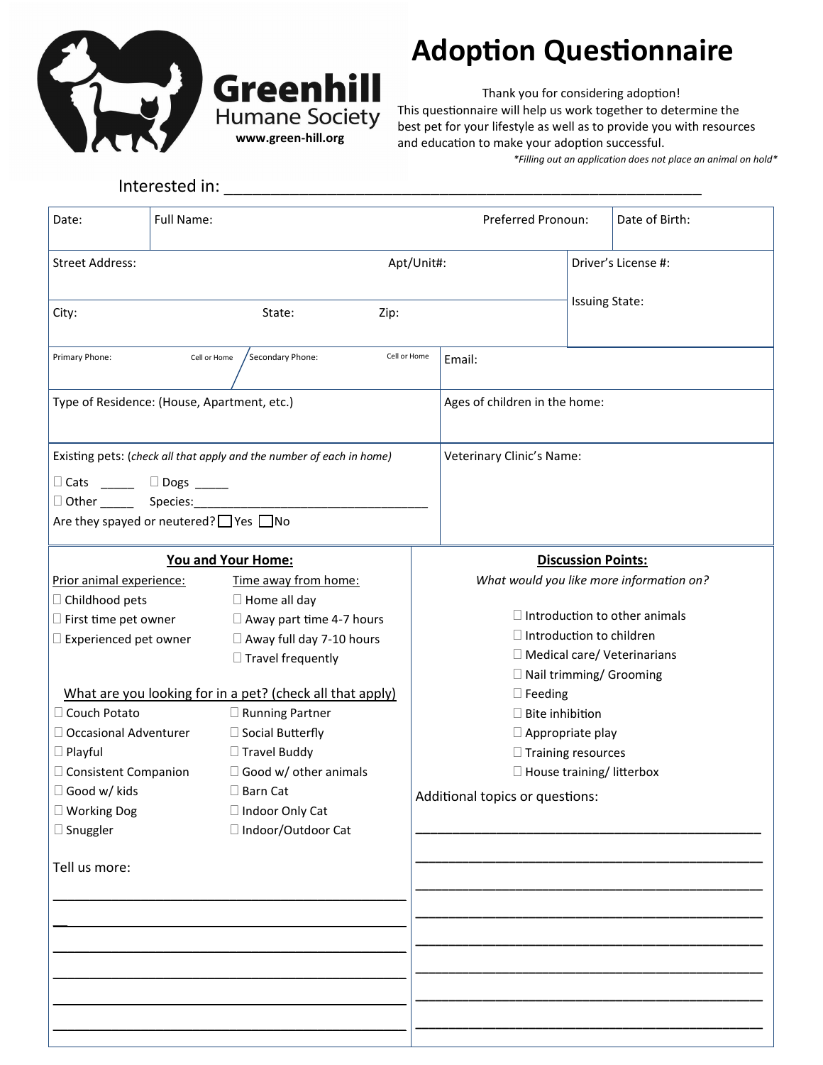**Greenhill** Humane Society
**www.green-hill.org**

# Adoption Questionnaire

Thank you for considering adoption!
This questionnaire will help us work together to determine the best pet for your lifestyle as well as to provide you with resources and education to make your adoption successful.

*\*Filling out an application does not place an animal on hold\**

Interested in: ________________________________________________

| Date: | Full Name: | Preferred Pronoun: | Date of Birth: |
|---|---|---|---|

| Street Address: | Apt/Unit#: | Driver's License #: |
|---|---|---|
| City: State: Zip: | | Issuing State: |

| Primary Phone: Cell or Home / Secondary Phone: Cell or Home | Email: |
|---|---|
| Type of Residence: (House, Apartment, etc.) | Ages of children in the home: |
| Existing pets: (*check all that apply and the number of each in home*) ☐ Cats _____ ☐ Dogs _____ ☐ Other _____ Species:___________________________________ Are they spayed or neutered? ☐ Yes ☐ No | Veterinary Clinic's Name: |

## You and Your Home:

Prior animal experience:
- ☐ Childhood pets
- ☐ First time pet owner
- ☐ Experienced pet owner

Time away from home:
- ☐ Home all day
- ☐ Away part time 4-7 hours
- ☐ Away full day 7-10 hours
- ☐ Travel frequently

What are you looking for in a pet? (check all that apply)
- ☐ Couch Potato
- ☐ Running Partner
- ☐ Occasional Adventurer
- ☐ Social Butterfly
- ☐ Playful
- ☐ Travel Buddy
- ☐ Consistent Companion
- ☐ Good w/ other animals
- ☐ Good w/ kids
- ☐ Barn Cat
- ☐ Working Dog
- ☐ Indoor Only Cat
- ☐ Snuggler
- ☐ Indoor/Outdoor Cat

Tell us more:

______________________________________________
______________________________________________
______________________________________________
______________________________________________
______________________________________________
______________________________________________

## Discussion Points:

*What would you like more information on?*

- ☐ Introduction to other animals
- ☐ Introduction to children
- ☐ Medical care/ Veterinarians
- ☐ Nail trimming/ Grooming
- ☐ Feeding
- ☐ Bite inhibition
- ☐ Appropriate play
- ☐ Training resources
- ☐ House training/ litterbox

Additional topics or questions:

______________________________________________
______________________________________________
______________________________________________
______________________________________________
______________________________________________
______________________________________________
______________________________________________
______________________________________________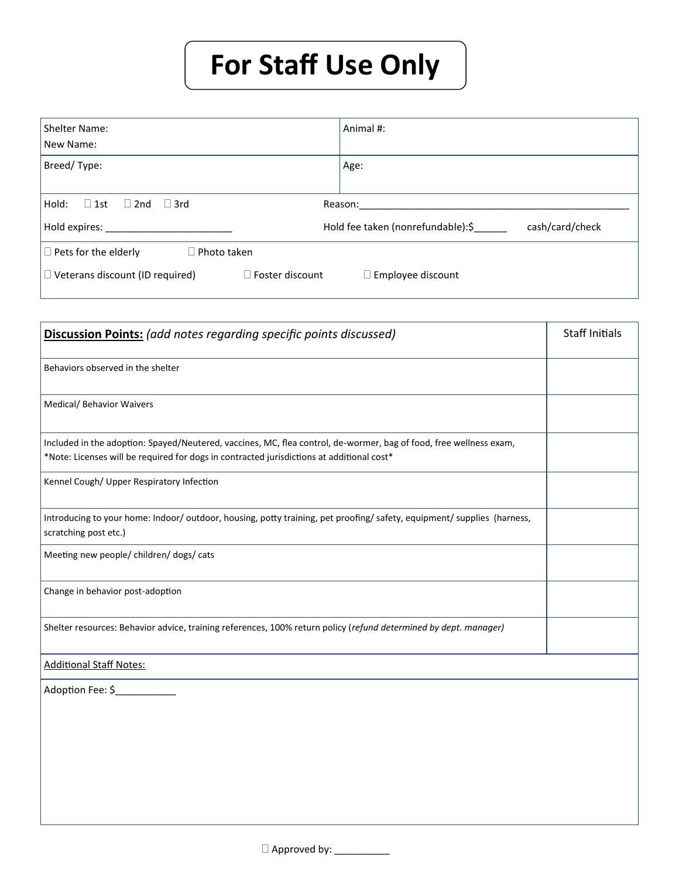# For Staff Use Only

| | |
|---|---|
| Shelter Name:<br>New Name: | Animal #: |
| Breed/ Type: | Age: |
| Hold: ☐ 1st ☐ 2nd ☐ 3rd<br>Hold expires: ______________________ | Reason:_______________________________________________<br>Hold fee taken (nonrefundable):$______ cash/card/check |
| ☐ Pets for the elderly ☐ Photo taken<br>☐ Veterans discount (ID required) ☐ Foster discount ☐ Employee discount | |

| **Discussion Points:** *(add notes regarding specific points discussed)* | Staff Initials |
|---|---|
| Behaviors observed in the shelter | |
| Medical/ Behavior Waivers | |
| Included in the adoption: Spayed/Neutered, vaccines, MC, flea control, de-wormer, bag of food, free wellness exam, *Note: Licenses will be required for dogs in contracted jurisdictions at additional cost* | |
| Kennel Cough/ Upper Respiratory Infection | |
| Introducing to your home: Indoor/ outdoor, housing, potty training, pet proofing/ safety, equipment/ supplies (harness, scratching post etc.) | |
| Meeting new people/ children/ dogs/ cats | |
| Change in behavior post-adoption | |
| Shelter resources: Behavior advice, training references, 100% return policy (*refund determined by dept. manager)* | |

Additional Staff Notes:

Adoption Fee: $___________

☐ Approved by: __________